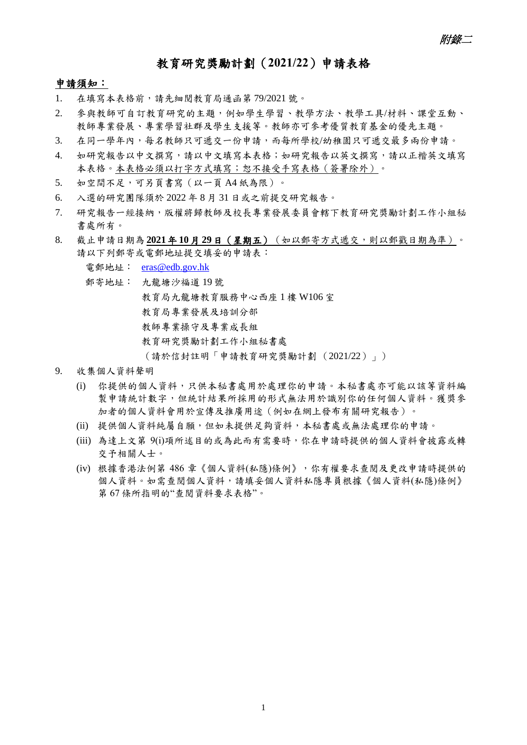*附錄二*

# 教育研究獎勵計劃（2021/22）申請表格

**申請須知：**

1. 在填寫本表格前，請先細閱教育局通函第 79/2021 號。
2. 參與教師可自訂教育研究的主題，例如學生學習、教學方法、教學工具/材料、課堂互動、教師專業發展、專業學習社群及學生支援等。教師亦可參考優質教育基金的優先主題。
3. 在同一學年內，每名教師只可遞交一份申請，而每所學校/幼稚園只可遞交最多兩份申請。
4. 如研究報告以中文撰寫，請以中文填寫本表格；如研究報告以英文撰寫，請以正楷英文填寫本表格。<u>本表格必須以打字方式填寫；恕不接受手寫表格（簽署除外）</u>。
5. 如空間不足，可另頁書寫（以一頁 A4 紙為限）。
6. 入選的研究團隊須於 2022 年 8 月 31 日或之前提交研究報告。
7. 研究報告一經接納，版權將歸教師及校長專業發展委員會轄下教育研究獎勵計劃工作小組秘書處所有。
8. 截止申請日期為 <u>**2021 年 10 月 29 日（星期五）**（如以郵寄方式遞交，則以郵戳日期為準）</u>。請以下列郵寄或電郵地址提交填妥的申請表：

   電郵地址： eras@edb.gov.hk

   郵寄地址： 九龍塘沙福道 19 號
   教育局九龍塘教育服務中心西座 1 樓 W106 室
   教育局專業發展及培訓分部
   教師專業操守及專業成長組
   教育研究獎勵計劃工作小組秘書處
   （請於信封註明「申請教育研究獎勵計劃（2021/22）」）

9. 收集個人資料聲明
   (i) 你提供的個人資料，只供本秘書處用於處理你的申請。本秘書處亦可能以該等資料編製申請統計數字，但統計結果所採用的形式無法用於識別你的任何個人資料。獲獎參加者的個人資料會用於宣傳及推廣用途（例如在網上發布有關研究報告）。
   (ii) 提供個人資料純屬自願，但如未提供足夠資料，本秘書處或無法處理你的申請。
   (iii) 為達上文第 9(i)項所述目的或為此而有需要時，你在申請時提供的個人資料會披露或轉交予相關人士。
   (iv) 根據香港法例第 486 章《個人資料(私隱)條例》，你有權要求查閱及更改申請時提供的個人資料。如需查閱個人資料，請填妥個人資料私隱專員根據《個人資料(私隱)條例》第 67 條所指明的"查閱資料要求表格"。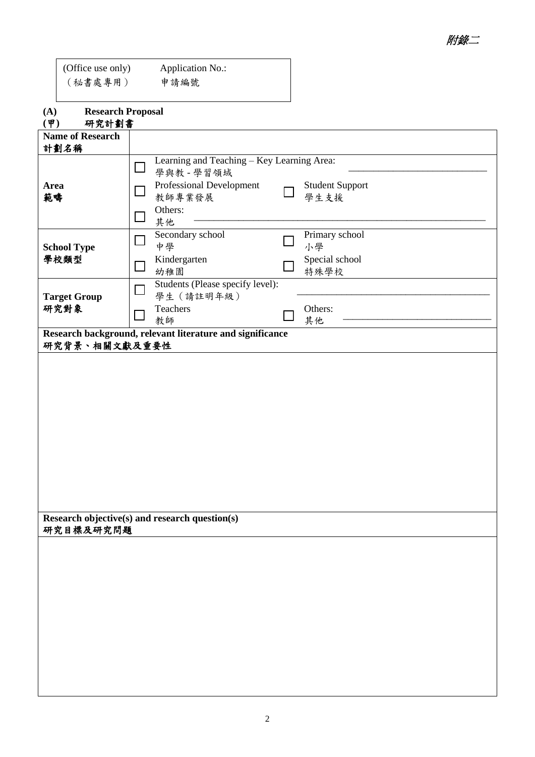*附錄二*

| (Office use only)<br>（秘書處專用） | Application No.:<br>申請編號 |
|---|---|

**(A) Research Proposal**
**(甲) 研究計劃書**

| | |
|---|---|
| **Name of Research**<br>**計劃名稱** | |
| **Area**<br>**範疇** | ☐ Learning and Teaching – Key Learning Area: ______________________<br>學與教 - 學習領域<br>☐ Professional Development 教師專業發展 ☐ Student Support 學生支援<br>☐ Others: 其他 ______________________ |
| **School Type**<br>**學校類型** | ☐ Secondary school 中學 ☐ Primary school 小學<br>☐ Kindergarten 幼稚園 ☐ Special school 特殊學校 |
| **Target Group**<br>**研究對象** | ☐ Students (Please specify level): 學生（請註明年級） ______________________<br>☐ Teachers 教師 ☐ Others: 其他 ______________________ |

**Research background, relevant literature and significance**
**研究背景、相關文獻及重要性**

| |
|---|
| |

**Research objective(s) and research question(s)**
**研究目標及研究問題**

| |
|---|
| |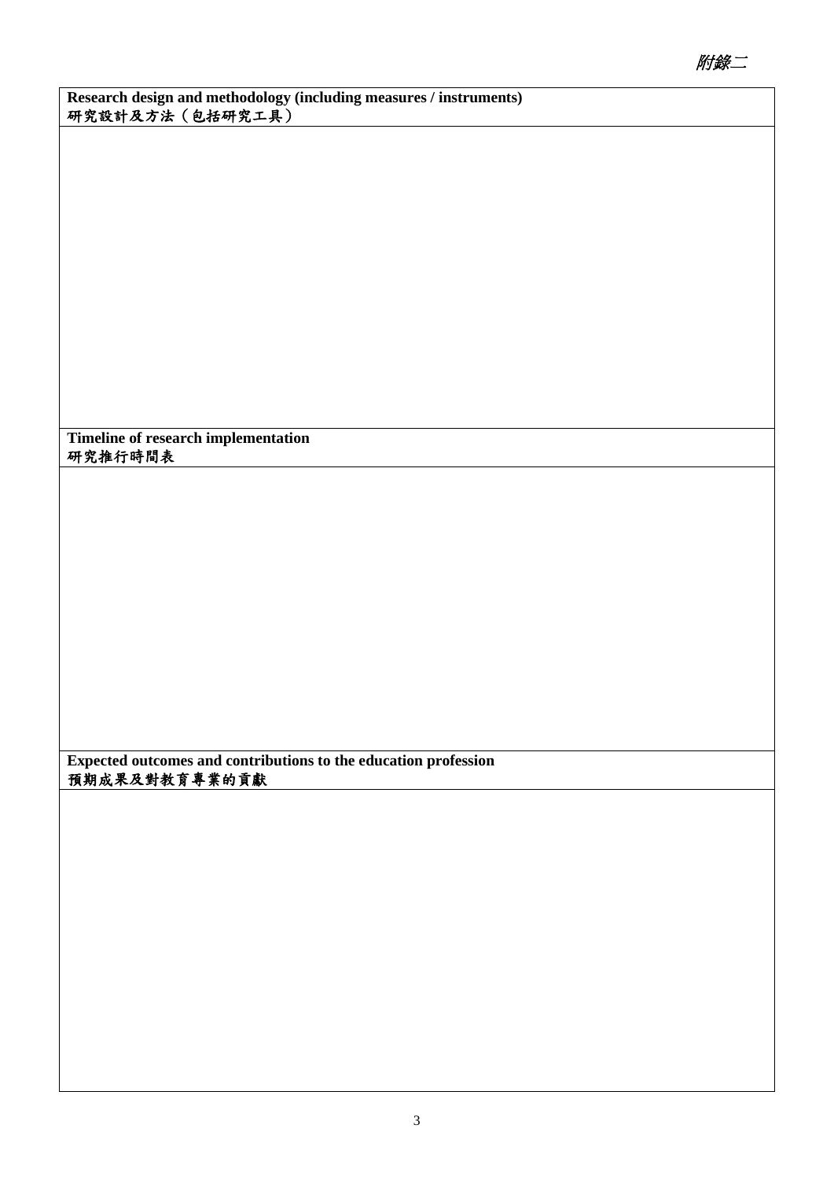附錄二

**Research design and methodology (including measures / instruments)**
**研究設計及方法（包括研究工具）**

**Timeline of research implementation**
**研究推行時間表**

**Expected outcomes and contributions to the education profession**
**預期成果及對教育專業的貢獻**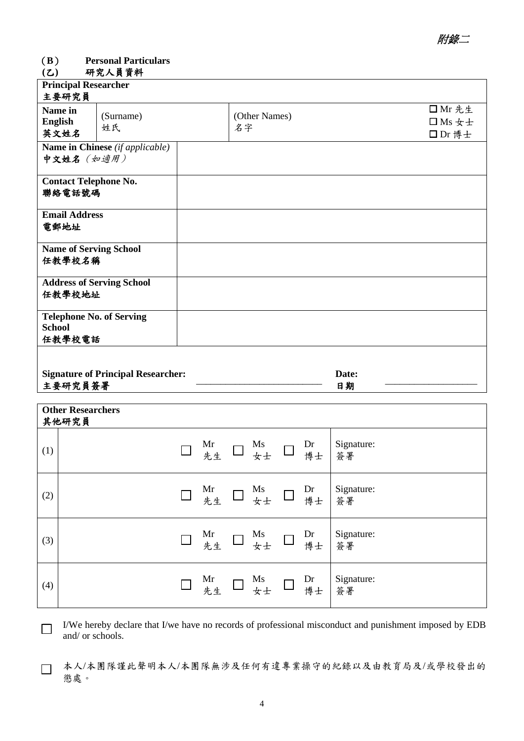*附錄二*

**(B) Personal Particulars**
**(乙) 研究人員資料**

| **Principal Researcher** **主要研究員** | | | |
|---|---|---|---|
| **Name in English** **英文姓名** | (Surname) 姓氏 | (Other Names) 名字 | ☐ Mr 先生 ☐ Ms 女士 ☐ Dr 博士 |
| **Name in Chinese** *(if applicable)* **中文姓名** *(如適用)* | | | |
| **Contact Telephone No.** **聯絡電話號碼** | | | |
| **Email Address** **電郵地址** | | | |
| **Name of Serving School** **任教學校名稱** | | | |
| **Address of Serving School** **任教學校地址** | | | |
| **Telephone No. of Serving School** **任教學校電話** | | | |

**Signature of Principal Researcher:** **主要研究員簽署** \_\_\_\_\_\_\_\_\_\_\_\_\_\_\_\_\_\_\_\_ **Date:** **日期** \_\_\_\_\_\_\_\_\_\_\_\_\_\_\_\_

| **Other Researchers** **其他研究員** | | | | | |
|---|---|---|---|---|---|
| (1) | | ☐ Mr 先生 | ☐ Ms 女士 | ☐ Dr 博士 | Signature: 簽署 |
| (2) | | ☐ Mr 先生 | ☐ Ms 女士 | ☐ Dr 博士 | Signature: 簽署 |
| (3) | | ☐ Mr 先生 | ☐ Ms 女士 | ☐ Dr 博士 | Signature: 簽署 |
| (4) | | ☐ Mr 先生 | ☐ Ms 女士 | ☐ Dr 博士 | Signature: 簽署 |

☐ I/We hereby declare that I/we have no records of professional misconduct and punishment imposed by EDB and/ or schools.

☐ 本人/本團隊謹此聲明本人/本團隊無涉及任何有違專業操守的紀錄以及由教育局及/或學校發出的懲處。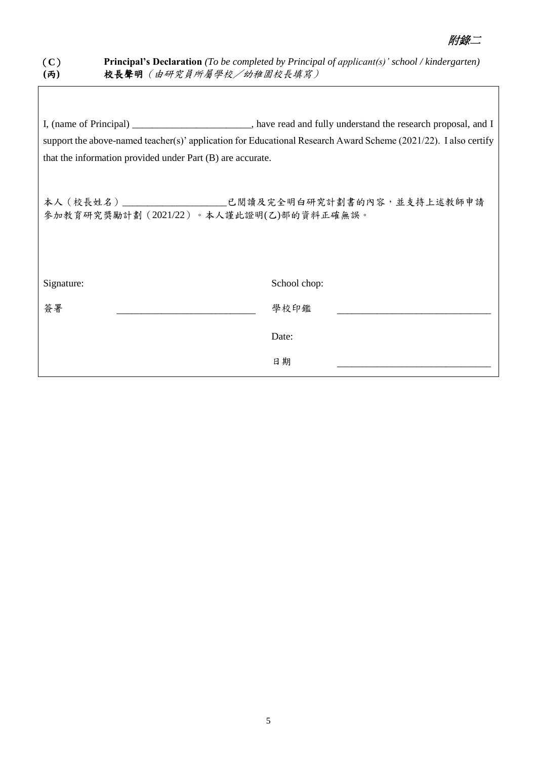*附錄二*

**(C)** **Principal's Declaration** *(To be completed by Principal of applicant(s)' school / kindergarten)*
**(丙)** **校長聲明***（由研究員所屬學校／幼稚園校長填寫）*

I, (name of Principal) ________________________, have read and fully understand the research proposal, and I support the above-named teacher(s)' application for Educational Research Award Scheme (2021/22). I also certify that the information provided under Part (B) are accurate.

本人（校長姓名）_____________________已閱讀及完全明白研究計劃書的內容，並支持上述教師申請參加教育研究獎勵計劃（2021/22）。本人謹此證明(乙)部的資料正確無誤。

| | | | |
|---|---|---|---|
| Signature:<br>簽署 | ____________________________ | School chop:<br>學校印鑑 | ________________________________ |
| | | Date:<br>日期 | ________________________________ |